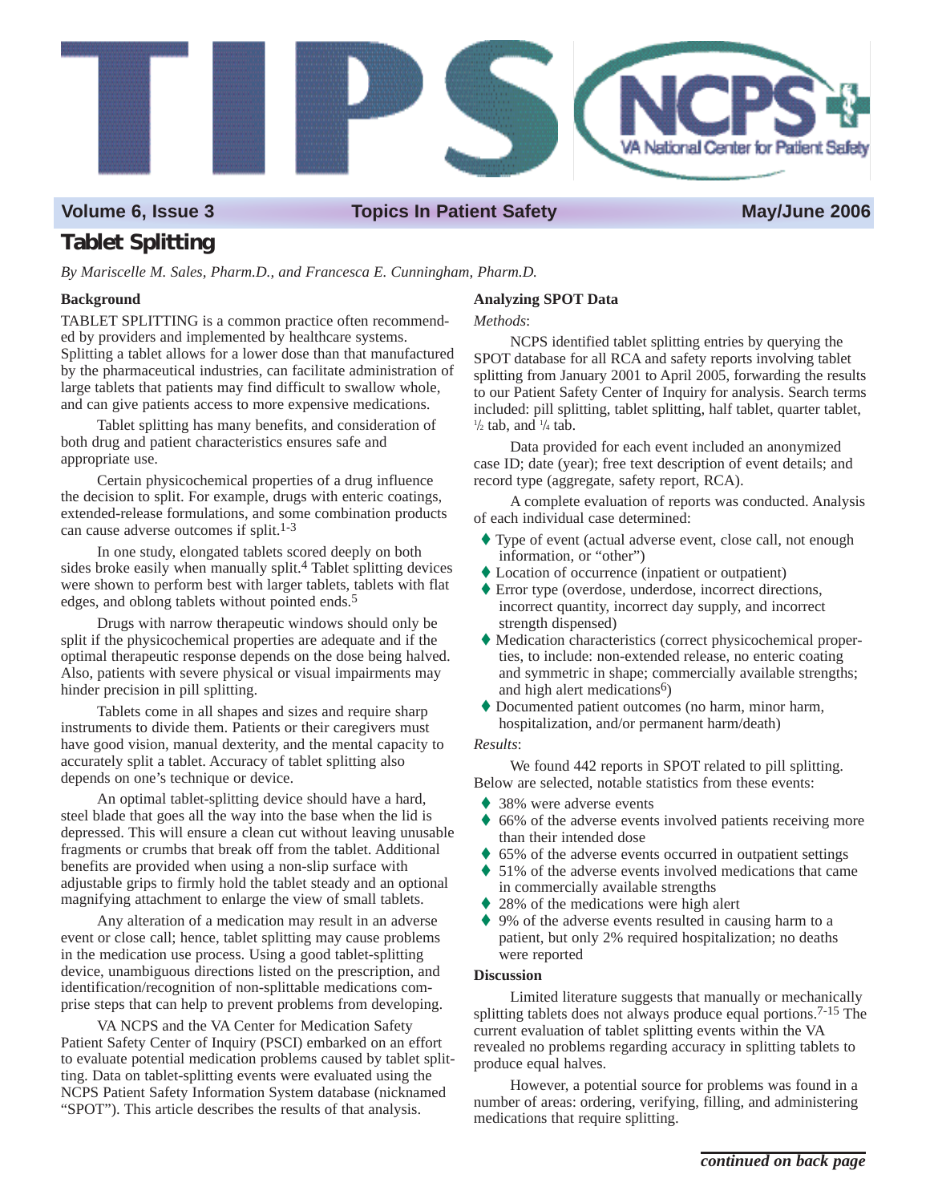# TIPS

NCPS VA National Center for Patient Safety

**Volume 6, Issue 3** **Topics In Patient Safety** **May/June 2006**

## Tablet Splitting

*By Mariscelle M. Sales, Pharm.D., and Francesca E. Cunningham, Pharm.D.*

### Background

TABLET SPLITTING is a common practice often recommended by providers and implemented by healthcare systems. Splitting a tablet allows for a lower dose than that manufactured by the pharmaceutical industries, can facilitate administration of large tablets that patients may find difficult to swallow whole, and can give patients access to more expensive medications.

Tablet splitting has many benefits, and consideration of both drug and patient characteristics ensures safe and appropriate use.

Certain physicochemical properties of a drug influence the decision to split. For example, drugs with enteric coatings, extended-release formulations, and some combination products can cause adverse outcomes if split.[1-3]

In one study, elongated tablets scored deeply on both sides broke easily when manually split.[4] Tablet splitting devices were shown to perform best with larger tablets, tablets with flat edges, and oblong tablets without pointed ends.[5]

Drugs with narrow therapeutic windows should only be split if the physicochemical properties are adequate and if the optimal therapeutic response depends on the dose being halved. Also, patients with severe physical or visual impairments may hinder precision in pill splitting.

Tablets come in all shapes and sizes and require sharp instruments to divide them. Patients or their caregivers must have good vision, manual dexterity, and the mental capacity to accurately split a tablet. Accuracy of tablet splitting also depends on one's technique or device.

An optimal tablet-splitting device should have a hard, steel blade that goes all the way into the base when the lid is depressed. This will ensure a clean cut without leaving unusable fragments or crumbs that break off from the tablet. Additional benefits are provided when using a non-slip surface with adjustable grips to firmly hold the tablet steady and an optional magnifying attachment to enlarge the view of small tablets.

Any alteration of a medication may result in an adverse event or close call; hence, tablet splitting may cause problems in the medication use process. Using a good tablet-splitting device, unambiguous directions listed on the prescription, and identification/recognition of non-splittable medications comprise steps that can help to prevent problems from developing.

VA NCPS and the VA Center for Medication Safety Patient Safety Center of Inquiry (PSCI) embarked on an effort to evaluate potential medication problems caused by tablet splitting. Data on tablet-splitting events were evaluated using the NCPS Patient Safety Information System database (nicknamed "SPOT"). This article describes the results of that analysis.

### Analyzing SPOT Data

*Methods*:

NCPS identified tablet splitting entries by querying the SPOT database for all RCA and safety reports involving tablet splitting from January 2001 to April 2005, forwarding the results to our Patient Safety Center of Inquiry for analysis. Search terms included: pill splitting, tablet splitting, half tablet, quarter tablet, ½ tab, and ¼ tab.

Data provided for each event included an anonymized case ID; date (year); free text description of event details; and record type (aggregate, safety report, RCA).

A complete evaluation of reports was conducted. Analysis of each individual case determined:

- Type of event (actual adverse event, close call, not enough information, or "other")
- Location of occurrence (inpatient or outpatient)
- Error type (overdose, underdose, incorrect directions, incorrect quantity, incorrect day supply, and incorrect strength dispensed)
- Medication characteristics (correct physicochemical properties, to include: non-extended release, no exterior coating and symmetric in shape; commercially available strengths; and high alert medications[6])
- Documented patient outcomes (no harm, minor harm, hospitalization, and/or permanent harm/death)

*Results*:

We found 442 reports in SPOT related to pill splitting. Below are selected, notable statistics from these events:

- 38% were adverse events
- 66% of the adverse events involved patients receiving more than their intended dose
- 65% of the adverse events occurred in outpatient settings
- 51% of the adverse events involved medications that came in commercially available strengths
- 28% of the medications were high alert
- 9% of the adverse events resulted in causing harm to a patient, but only 2% required hospitalization; no deaths were reported

### Discussion

Limited literature suggests that manually or mechanically splitting tablets does not always produce equal portions.[7-15] The current evaluation of tablet splitting events within the VA revealed no problems regarding accuracy in splitting tablets to produce equal halves.

However, a potential source for problems was found in a number of areas: ordering, verifying, filling, and administering medications that require splitting.

***continued on back page***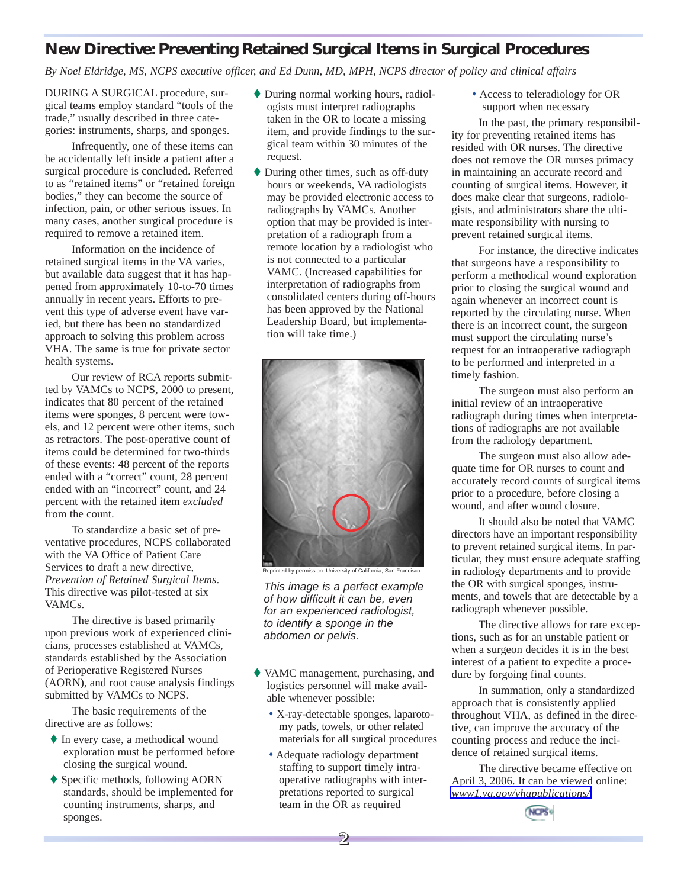# New Directive: Preventing Retained Surgical Items in Surgical Procedures

*By Noel Eldridge, MS, NCPS executive officer, and Ed Dunn, MD, MPH, NCPS director of policy and clinical affairs*

DURING A SURGICAL procedure, surgical teams employ standard "tools of the trade," usually described in three categories: instruments, sharps, and sponges.

Infrequently, one of these items can be accidentally left inside a patient after a surgical procedure is concluded. Referred to as "retained items" or "retained foreign bodies," they can become the source of infection, pain, or other serious issues. In many cases, another surgical procedure is required to remove a retained item.

Information on the incidence of retained surgical items in the VA varies, but available data suggest that it has happened from approximately 10-to-70 times annually in recent years. Efforts to prevent this type of adverse event have varied, but there has been no standardized approach to solving this problem across VHA. The same is true for private sector health systems.

Our review of RCA reports submitted by VAMCs to NCPS, 2000 to present, indicates that 80 percent of the retained items were sponges, 8 percent were towels, and 12 percent were other items, such as retractors. The post-operative count of items could be determined for two-thirds of these events: 48 percent of the reports ended with a "correct" count, 28 percent ended with an "incorrect" count, and 24 percent with the retained item *excluded* from the count.

To standardize a basic set of preventative procedures, NCPS collaborated with the VA Office of Patient Care Services to draft a new directive, *Prevention of Retained Surgical Items*. This directive was pilot-tested at six VAMCs.

The directive is based primarily upon previous work of experienced clinicians, processes established at VAMCs, standards established by the Association of Perioperative Registered Nurses (AORN), and root cause analysis findings submitted by VAMCs to NCPS.

The basic requirements of the directive are as follows:

- In every case, a methodical wound exploration must be performed before closing the surgical wound.
- Specific methods, following AORN standards, should be implemented for counting instruments, sharps, and sponges.
- During normal working hours, radiologists must interpret radiographs taken in the OR to locate a missing item, and provide findings to the surgical team within 30 minutes of the request.
- During other times, such as off-duty hours or weekends, VA radiologists may be provided electronic access to radiographs by VAMCs. Another option that may be provided is interpretation of a radiograph from a remote location by a radiologist who is not connected to a particular VAMC. (Increased capabilities for interpretation of radiographs from consolidated centers during off-hours has been approved by the National Leadership Board, but implementation will take time.)
- VAMC management, purchasing, and logistics personnel will make available whenever possible:
  - X-ray-detectable sponges, laparotomy pads, towels, or other related materials for all surgical procedures
  - Adequate radiology department staffing to support timely intraoperative radiographs with interpretations reported to surgical team in the OR as required
  - Access to teleradiology for OR support when necessary

Reprinted by permission: University of California, San Francisco.

*This image is a perfect example of how difficult it can be, even for an experienced radiologist, to identify a sponge in the abdomen or pelvis.*

In the past, the primary responsibility for preventing retained items has resided with OR nurses. The directive does not remove the OR nurses primacy in maintaining an accurate record and counting of surgical items. However, it does make clear that surgeons, radiologists, and administrators share the ultimate responsibility with nursing to prevent retained surgical items.

For instance, the directive indicates that surgeons have a responsibility to perform a methodical wound exploration prior to closing the surgical wound and again whenever an incorrect count is reported by the circulating nurse. When there is an incorrect count, the surgeon must support the circulating nurse's request for an intraoperative radiograph to be performed and interpreted in a timely fashion.

The surgeon must also perform an initial review of an intraoperative radiograph during times when interpretations of radiographs are not available from the radiology department.

The surgeon must also allow adequate time for OR nurses to count and accurately record counts of surgical items prior to a procedure, before closing a wound, and after wound closure.

It should also be noted that VAMC directors have an important responsibility to prevent retained surgical items. In particular, they must ensure adequate staffing in radiology departments and to provide the OR with surgical sponges, instruments, and towels that are detectable by a radiograph whenever possible.

The directive allows for rare exceptions, such as for an unstable patient or when a surgeon decides it is in the best interest of a patient to expedite a procedure by forgoing final counts.

In summation, only a standardized approach that is consistently applied throughout VHA, as defined in the directive, can improve the accuracy of the counting process and reduce the incidence of retained surgical items.

The directive became effective on April 3, 2006. It can be viewed online: *www1.va.gov/vhapublications/*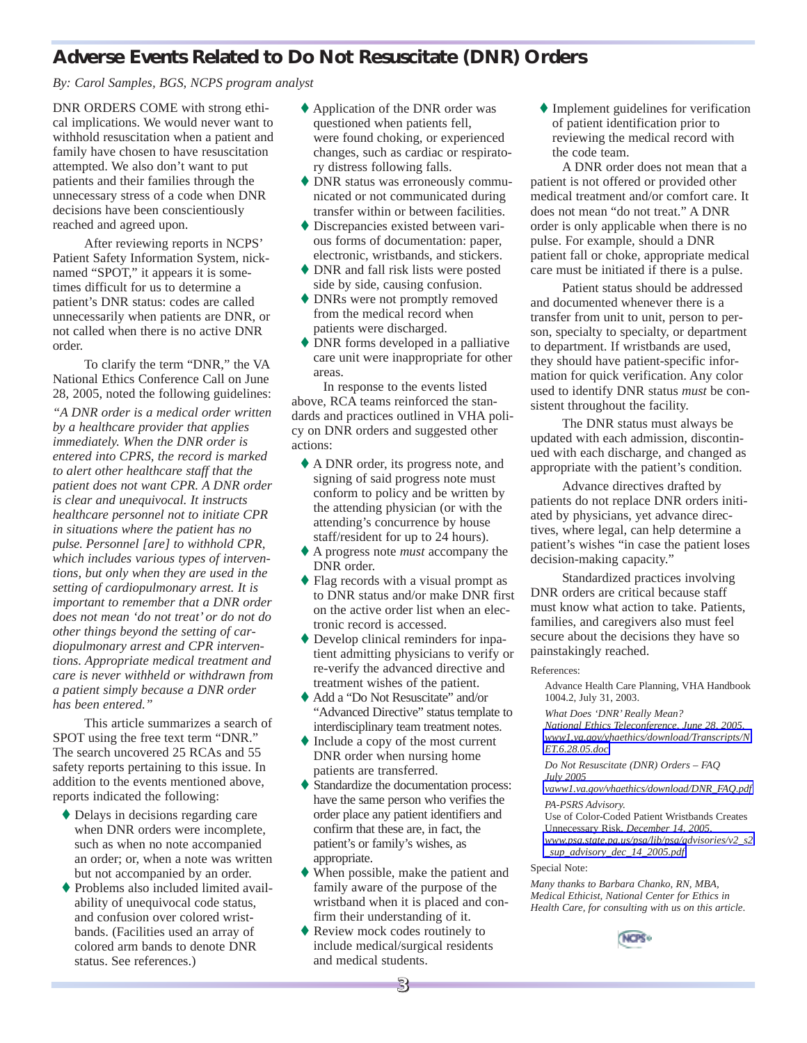# Adverse Events Related to Do Not Resuscitate (DNR) Orders

*By: Carol Samples, BGS, NCPS program analyst*

DNR ORDERS COME with strong ethical implications. We would never want to withhold resuscitation when a patient and family have chosen to have resuscitation attempted. We also don't want to put patients and their families through the unnecessary stress of a code when DNR decisions have been conscientiously reached and agreed upon.

After reviewing reports in NCPS' Patient Safety Information System, nicknamed "SPOT," it appears it is sometimes difficult for us to determine a patient's DNR status: codes are called unnecessarily when patients are DNR, or not called when there is no active DNR order.

To clarify the term "DNR," the VA National Ethics Conference Call on June 28, 2005, noted the following guidelines:

*"A DNR order is a medical order written by a healthcare provider that applies immediately. When the DNR order is entered into CPRS, the record is marked to alert other healthcare staff that the patient does not want CPR. A DNR order is clear and unequivocal. It instructs healthcare personnel not to initiate CPR in situations where the patient has no pulse. Personnel [are] to withhold CPR, which includes various types of interventions, but only when they are used in the setting of cardiopulmonary arrest. It is important to remember that a DNR order does not mean 'do not treat' or do not do other things beyond the setting of cardiopulmonary arrest and CPR interventions. Appropriate medical treatment and care is never withheld or withdrawn from a patient simply because a DNR order has been entered."*

This article summarizes a search of SPOT using the free text term "DNR." The search uncovered 25 RCAs and 55 safety reports pertaining to this issue. In addition to the events mentioned above, reports indicated the following:

- Delays in decisions regarding care when DNR orders were incomplete, such as when no note accompanied an order; or, when a note was written but not accompanied by an order.
- Problems also included limited availability of unequivocal code status, and confusion over colored wristbands. (Facilities used an array of colored arm bands to denote DNR status. See references.)
- Application of the DNR order was questioned when patients fell, were found choking, or experienced changes, such as cardiac or respiratory distress following falls.
- DNR status was erroneously communicated or not communicated during transfer within or between facilities.
- Discrepancies existed between various forms of documentation: paper, electronic, wristbands, and stickers.
- DNR and fall risk lists were posted side by side, causing confusion.
- DNRs were not promptly removed from the medical record when patients were discharged.
- DNR forms developed in a palliative care unit were inappropriate for other areas.

In response to the events listed above, RCA teams reinforced the standards and practices outlined in VHA policy on DNR orders and suggested other actions:

- A DNR order, its progress note, and signing of said progress note must conform to policy and be written by the attending physician (or with the attending's concurrence by house staff/resident for up to 24 hours).
- A progress note *must* accompany the DNR order.
- Flag records with a visual prompt as to DNR status and/or make DNR first on the active order list when an electronic record is accessed.
- Develop clinical reminders for inpatient admitting physicians to verify or re-verify the advanced directive and treatment wishes of the patient.
- Add a "Do Not Resuscitate" and/or "Advanced Directive" status template to interdisciplinary team treatment notes.
- Include a copy of the most current DNR order when nursing home patients are transferred.
- Standardize the documentation process: have the same person who verifies the order place any patient identifiers and confirm that these are, in fact, the patient's or family's wishes, as appropriate.
- When possible, make the patient and family aware of the purpose of the wristband when it is placed and confirm their understanding of it.
- Review mock codes routinely to include medical/surgical residents and medical students.
- Implement guidelines for verification of patient identification prior to reviewing the medical record with the code team.

A DNR order does not mean that a patient is not offered or provided other medical treatment and/or comfort care. It does not mean "do not treat." A DNR order is only applicable when there is no pulse. For example, should a DNR patient fall or choke, appropriate medical care must be initiated if there is a pulse.

Patient status should be addressed and documented whenever there is a transfer from unit to unit, person to person, specialty to specialty, or department to department. If wristbands are used, they should have patient-specific information for quick verification. Any color used to identify DNR status *must* be consistent throughout the facility.

The DNR status must always be updated with each admission, discontinued with each discharge, and changed as appropriate with the patient's condition.

Advance directives drafted by patients do not replace DNR orders initiated by physicians, yet advance directives, where legal, can help determine a patient's wishes "in case the patient loses decision-making capacity."

Standardized practices involving DNR orders are critical because staff must know what action to take. Patients, families, and caregivers also must feel secure about the decisions they have so painstakingly reached.

References:

Advance Health Care Planning, VHA Handbook 1004.2, July 31, 2003.

*What Does 'DNR' Really Mean? National Ethics Teleconference, June 28, 2005.* www1.va.gov/vhaethics/download/Transcripts/NET.6.28.05.doc

*Do Not Resuscitate (DNR) Orders – FAQ July 2005* vaww1.va.gov/vhaethics/download/DNR_FAQ.pdf

*PA-PSRS Advisory.* Use of Color-Coded Patient Wristbands Creates Unnecessary Risk. *December 14, 2005.* www.psa.state.pa.us/psa/lib/psa/advisories/v2_s2_sup_advisory_dec_14_2005.pdf

Special Note:

*Many thanks to Barbara Chanko, RN, MBA, Medical Ethicist, National Center for Ethics in Health Care, for consulting with us on this article.*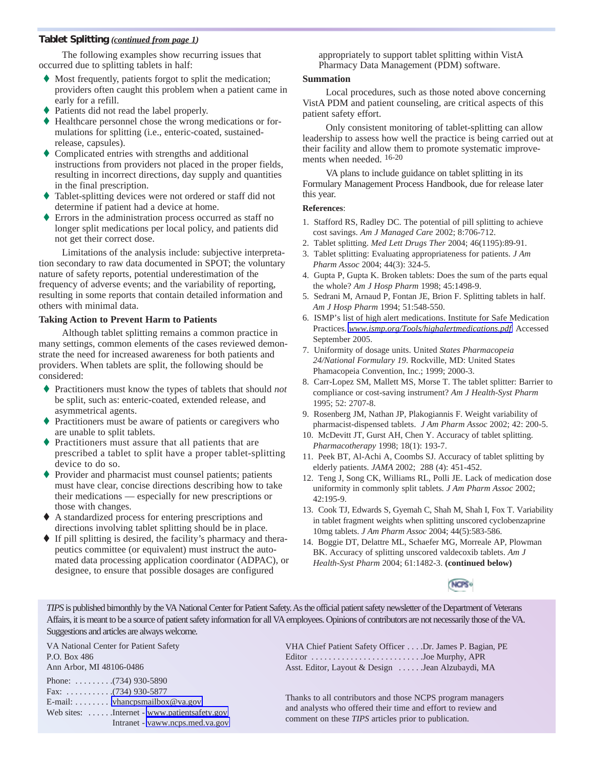## Tablet Splitting *(continued from page 1)*

The following examples show recurring issues that occurred due to splitting tablets in half:

- Most frequently, patients forgot to split the medication; providers often caught this problem when a patient came in early for a refill.
- Patients did not read the label properly.
- Healthcare personnel chose the wrong medications or formulations for splitting (i.e., enteric-coated, sustained-release, capsules).
- Complicated entries with strengths and additional instructions from providers not placed in the proper fields, resulting in incorrect directions, day supply and quantities in the final prescription.
- Tablet-splitting devices were not ordered or staff did not determine if patient had a device at home.
- Errors in the administration process occurred as staff no longer split medications per local policy, and patients did not get their correct dose.

Limitations of the analysis include: subjective interpretation secondary to raw data documented in SPOT; the voluntary nature of safety reports, potential underestimation of the frequency of adverse events; and the variability of reporting, resulting in some reports that contain detailed information and others with minimal data.

### Taking Action to Prevent Harm to Patients

Although tablet splitting remains a common practice in many settings, common elements of the cases reviewed demonstrate the need for increased awareness for both patients and providers. When tablets are split, the following should be considered:

- Practitioners must know the types of tablets that should *not* be split, such as: enteric-coated, extended release, and asymmetrical agents.
- Practitioners must be aware of patients or caregivers who are unable to split tablets.
- Practitioners must assure that all patients that are prescribed a tablet to split have a proper tablet-splitting device to do so.
- Provider and pharmacist must counsel patients; patients must have clear, concise directions describing how to take their medications — especially for new prescriptions or those with changes.
- A standardized process for entering prescriptions and directions involving tablet splitting should be in place.
- If pill splitting is desired, the facility's pharmacy and therapeutics committee (or equivalent) must instruct the automated data processing application coordinator (ADPAC), or designee, to ensure that possible dosages are configured appropriately to support tablet splitting within VistA Pharmacy Data Management (PDM) software.

### Summation

Local procedures, such as those noted above concerning VistA PDM and patient counseling, are critical aspects of this patient safety effort.

Only consistent monitoring of tablet-splitting can allow leadership to assess how well the practice is being carried out at their facility and allow them to promote systematic improvements when needed. [16-20]

VA plans to include guidance on tablet splitting in its Formulary Management Process Handbook, due for release later this year.

**References**:

1. Stafford RS, Radley DC. The potential of pill splitting to achieve cost savings. *Am J Managed Care* 2002; 8:706-712.
2. Tablet splitting. *Med Lett Drugs Ther* 2004; 46(1195):89-91.
3. Tablet splitting: Evaluating appropriateness for patients. *J Am Pharm Assoc* 2004; 44(3): 324-5.
4. Gupta P, Gupta K. Broken tablets: Does the sum of the parts equal the whole? *Am J Hosp Pharm* 1998; 45:1498-9.
5. Sedrani M, Arnaud P, Fontan JE, Brion F. Splitting tablets in half. *Am J Hosp Pharm* 1994; 51:548-550.
6. ISMP's list of high alert medications. Institute for Safe Medication Practices. *www.ismp.org/Tools/highalertmedications.pdf* Accessed September 2005.
7. Uniformity of dosage units. United *States Pharmacopeia 24/National Formulary 19*. Rockville, MD: United States Phamacopeia Convention, Inc.; 1999; 2000-3.
8. Carr-Lopez SM, Mallett MS, Morse T. The tablet splitter: Barrier to compliance or cost-saving instrument? *Am J Health-Syst Pharm* 1995; 52: 2707-8.
9. Rosenberg JM, Nathan JP, Plakogiannis F. Weight variability of pharmacist-dispensed tablets. *J Am Pharm Assoc* 2002; 42: 200-5.
10. McDevitt JT, Gurst AH, Chen Y. Accuracy of tablet splitting. *Pharmacotherapy* 1998; 18(1): 193-7.
11. Peek BT, Al-Achi A, Coombs SJ. Accuracy of tablet splitting by elderly patients. *JAMA* 2002; 288 (4): 451-452.
12. Teng J, Song CK, Williams RL, Polli JE. Lack of medication dose uniformity in commonly split tablets. *J Am Pharm Assoc* 2002; 42:195-9.
13. Cook TJ, Edwards S, Gyemah C, Shah M, Shah I, Fox T. Variability in tablet fragment weights when splitting unscored cyclobenzaprine 10mg tablets. *J Am Pharm Assoc* 2004; 44(5):583-586.
14. Boggie DT, Delattre ML, Schaefer MG, Morreale AP, Plowman BK. Accuracy of splitting unscored valdecoxib tablets. *Am J Health-Syst Pharm* 2004; 61:1482-3. **(continued below)**

---

*TIPS* is published bimonthly by the VA National Center for Patient Safety. As the official patient safety newsletter of the Department of Veterans Affairs, it is meant to be a source of patient safety information for all VA employees. Opinions of contributors are not necessarily those of the VA. Suggestions and articles are always welcome.

VA National Center for Patient Safety
P.O. Box 486
Ann Arbor, MI 48106-0486

Phone: (734) 930-5890
Fax: (734) 930-5877
E-mail: vhancpsmailbox@va.gov
Web sites: Internet - www.patientsafety.gov
Intranet - vaww.ncps.med.va.gov

VHA Chief Patient Safety Officer . . . .Dr. James P. Bagian, PE
Editor . . . . . . . . . . . . . . . . . . . . . . . . .Joe Murphy, APR
Asst. Editor, Layout & Design . . . . . .Jean Alzubaydi, MA

Thanks to all contributors and those NCPS program managers and analysts who offered their time and effort to review and comment on these *TIPS* articles prior to publication.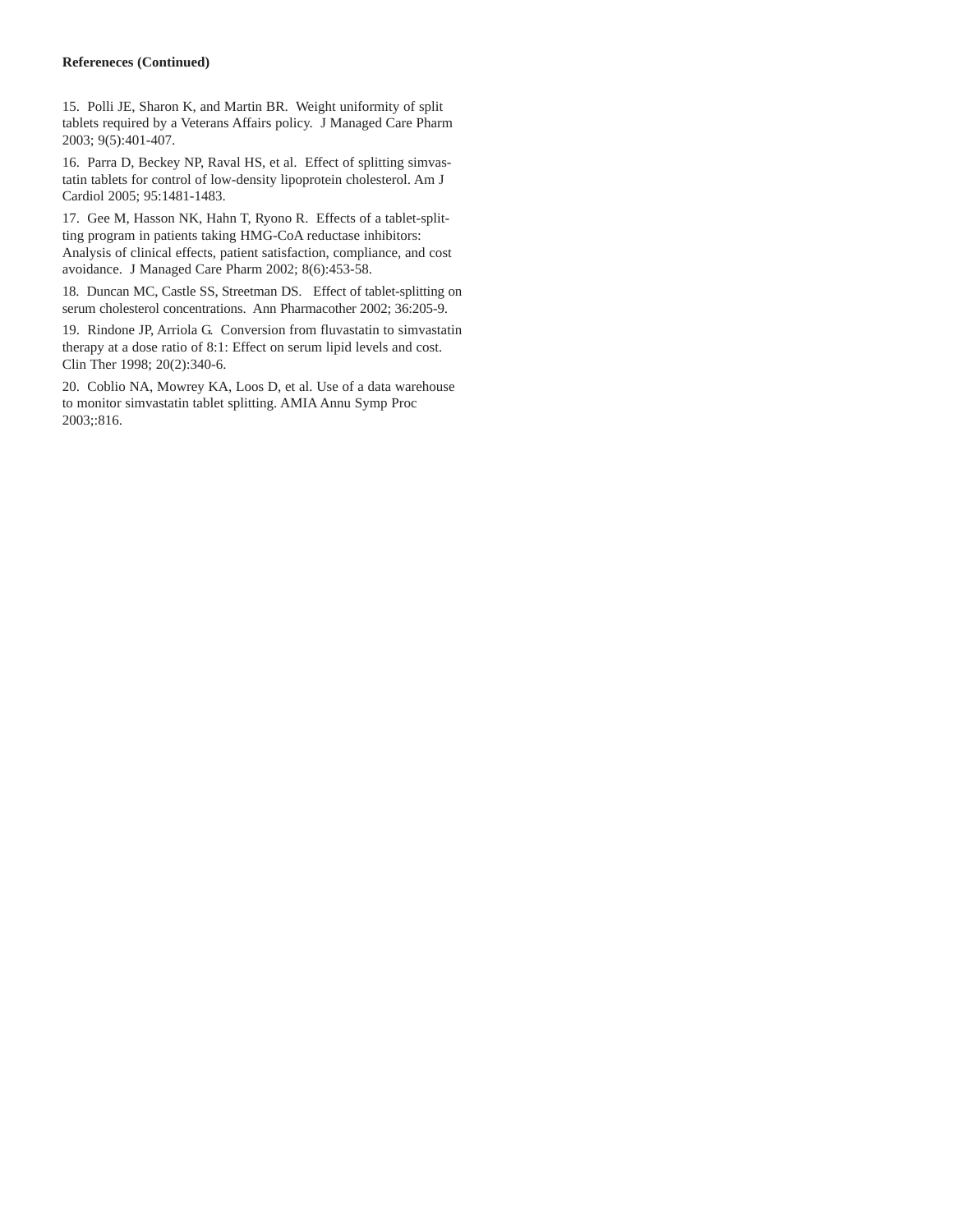**Refereneces (Continued)**

15. Polli JE, Sharon K, and Martin BR. Weight uniformity of split tablets required by a Veterans Affairs policy. J Managed Care Pharm 2003; 9(5):401-407.

16. Parra D, Beckey NP, Raval HS, et al. Effect of splitting simvastatin tablets for control of low-density lipoprotein cholesterol. Am J Cardiol 2005; 95:1481-1483.

17. Gee M, Hasson NK, Hahn T, Ryono R. Effects of a tablet-splitting program in patients taking HMG-CoA reductase inhibitors: Analysis of clinical effects, patient satisfaction, compliance, and cost avoidance. J Managed Care Pharm 2002; 8(6):453-58.

18. Duncan MC, Castle SS, Streetman DS. Effect of tablet-splitting on serum cholesterol concentrations. Ann Pharmacother 2002; 36:205-9.

19. Rindone JP, Arriola G. Conversion from fluvastatin to simvastatin therapy at a dose ratio of 8:1: Effect on serum lipid levels and cost. Clin Ther 1998; 20(2):340-6.

20. Coblio NA, Mowrey KA, Loos D, et al. Use of a data warehouse to monitor simvastatin tablet splitting. AMIA Annu Symp Proc 2003;:816.